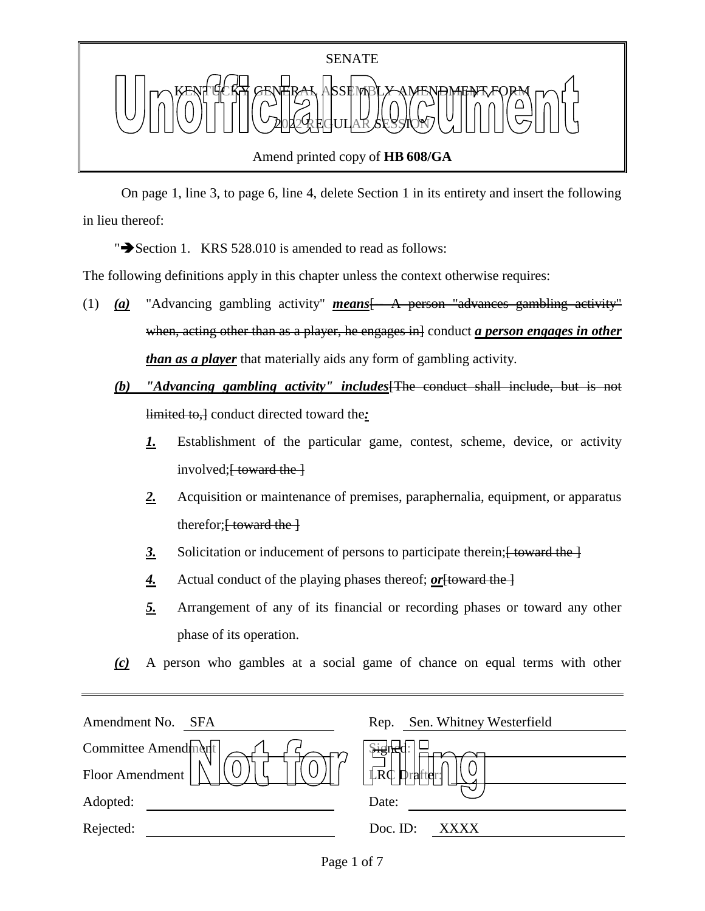SENATE

KENTUCKY GENERAL ASSEMBLY AMENDMENT FORM

2022 REGULAR SESSION

Amend printed copy of **HB 608/GA**

Unofficial Document

On page 1, line 3, to page 6, line 4, delete Section 1 in its entirety and insert the following in lieu thereof:

"➔Section 1. KRS 528.010 is amended to read as follows:

The following definitions apply in this chapter unless the context otherwise requires:

(1) ***(a)*** "Advancing gambling activity" ***means***~~[ A person "advances gambling activity" when, acting other than as a player, he engages in]~~ conduct ***a person engages in other than as a player*** that materially aids any form of gambling activity.

***(b) "Advancing gambling activity" includes***~~[The conduct shall include, but is not limited to,]~~ conduct directed toward the***:***

***1.*** Establishment of the particular game, contest, scheme, device, or activity involved;~~[ toward the ]~~

***2.*** Acquisition or maintenance of premises, paraphernalia, equipment, or apparatus therefor;~~[ toward the ]~~

***3.*** Solicitation or inducement of persons to participate therein;~~[ toward the ]~~

***4.*** Actual conduct of the playing phases thereof; ***or***~~[toward the ]~~

***5.*** Arrangement of any of its financial or recording phases or toward any other phase of its operation.

***(c)*** A person who gambles at a social game of chance on equal terms with other

---

| Amendment No. SFA | Rep. Sen. Whitney Westerfield |
|---|---|
| Committee Amendment | Signed: |
| Floor Amendment | LRC Drafter: |
| Adopted: | Date: |
| Rejected: | Doc. ID: XXXX |

Not for Filing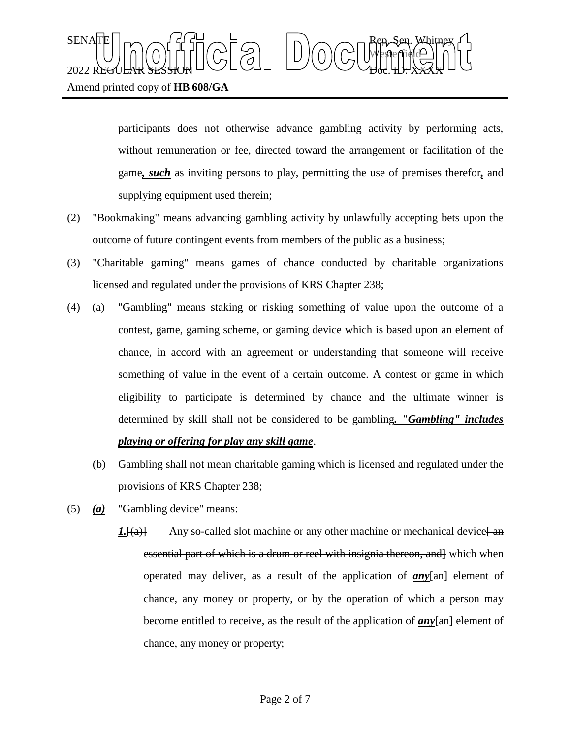participants does not otherwise advance gambling activity by performing acts, without remuneration or fee, directed toward the arrangement or facilitation of the game***, such*** as inviting persons to play, permitting the use of premises therefor***,*** and supplying equipment used therein;

(2) "Bookmaking" means advancing gambling activity by unlawfully accepting bets upon the outcome of future contingent events from members of the public as a business;

(3) "Charitable gaming" means games of chance conducted by charitable organizations licensed and regulated under the provisions of KRS Chapter 238;

(4) (a) "Gambling" means staking or risking something of value upon the outcome of a contest, game, gaming scheme, or gaming device which is based upon an element of chance, in accord with an agreement or understanding that someone will receive something of value in the event of a certain outcome. A contest or game in which eligibility to participate is determined by chance and the ultimate winner is determined by skill shall not be considered to be gambling***. "Gambling" includes playing or offering for play any skill game***.

(b) Gambling shall not mean charitable gaming which is licensed and regulated under the provisions of KRS Chapter 238;

(5) ***(a)*** "Gambling device" means:

***1.***[(a)] Any so-called slot machine or any other machine or mechanical device[ an essential part of which is a drum or reel with insignia thereon, and] which when operated may deliver, as a result of the application of ***any***[an] element of chance, any money or property, or by the operation of which a person may become entitled to receive, as the result of the application of ***any***[an] element of chance, any money or property;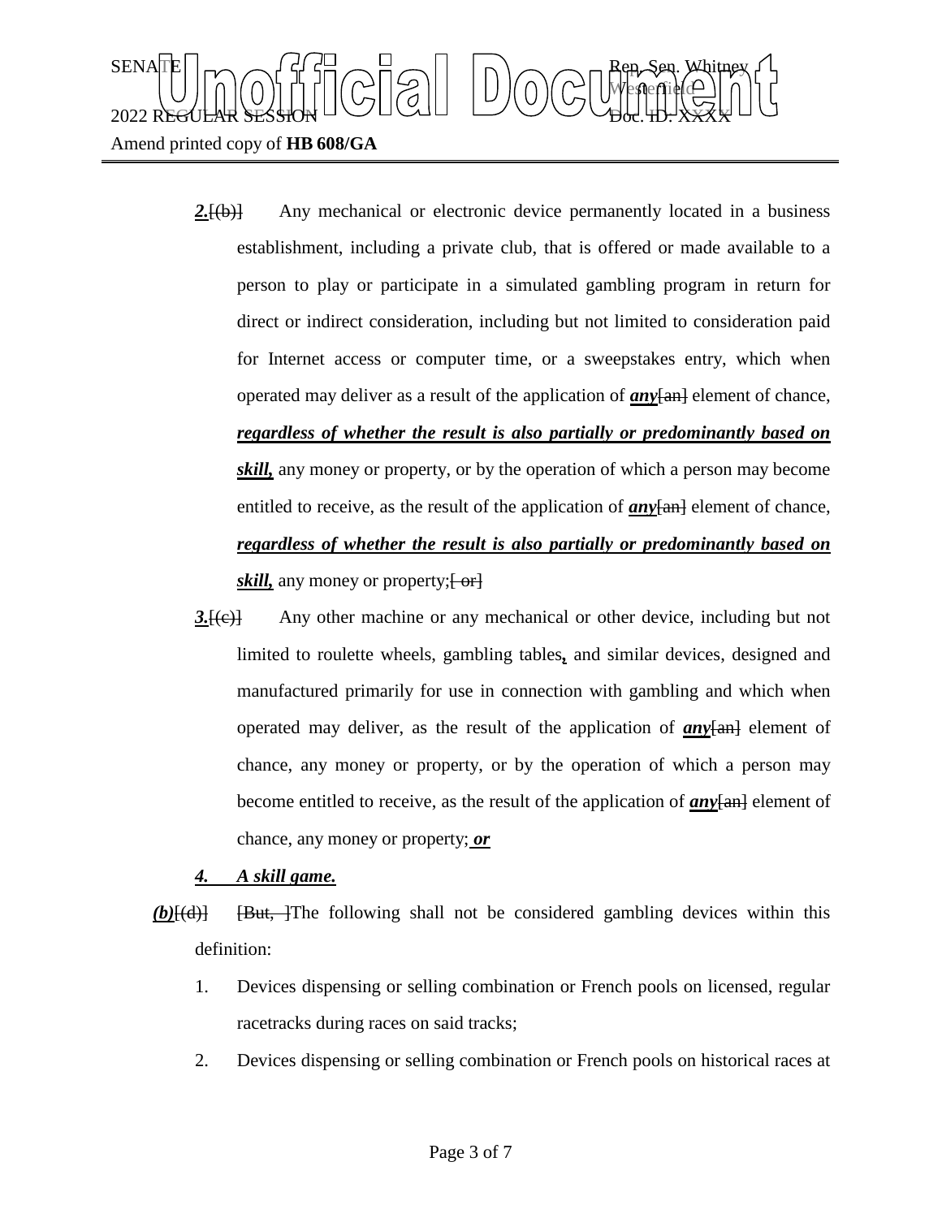***2.***[(b)] Any mechanical or electronic device permanently located in a business establishment, including a private club, that is offered or made available to a person to play or participate in a simulated gambling program in return for direct or indirect consideration, including but not limited to consideration paid for Internet access or computer time, or a sweepstakes entry, which when operated may deliver as a result of the application of ***any***[an] element of chance, ***regardless of whether the result is also partially or predominantly based on skill,*** any money or property, or by the operation of which a person may become entitled to receive, as the result of the application of ***any***[an] element of chance, ***regardless of whether the result is also partially or predominantly based on skill,*** any money or property;[ or]

***3.***[(c)] Any other machine or any mechanical or other device, including but not limited to roulette wheels, gambling tables***,*** and similar devices, designed and manufactured primarily for use in connection with gambling and which when operated may deliver, as the result of the application of ***any***[an] element of chance, any money or property, or by the operation of which a person may become entitled to receive, as the result of the application of ***any***[an] element of chance, any money or property; ***or***

***4. A skill game.***

***(b)***[(d)] [But, ]The following shall not be considered gambling devices within this definition:

1. Devices dispensing or selling combination or French pools on licensed, regular racetracks during races on said tracks;
2. Devices dispensing or selling combination or French pools on historical races at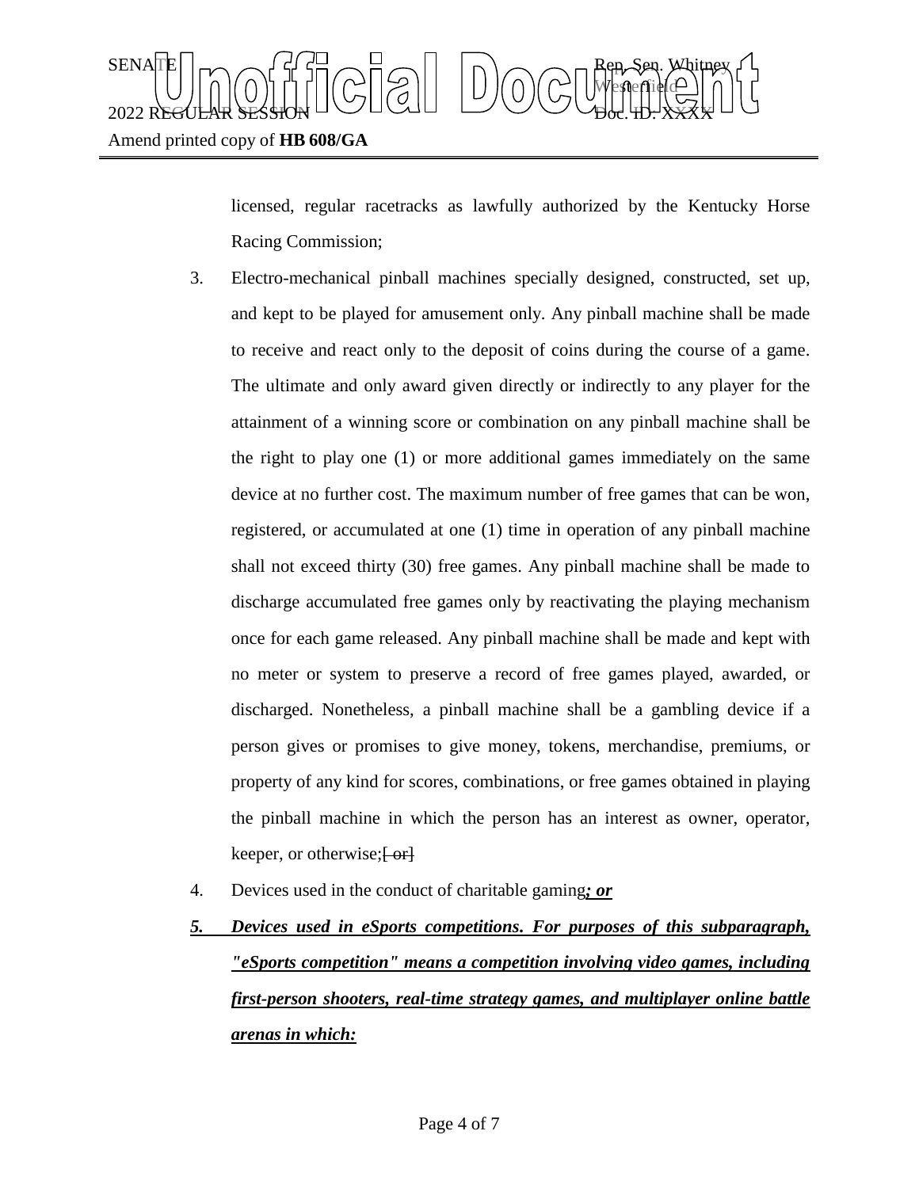licensed, regular racetracks as lawfully authorized by the Kentucky Horse Racing Commission;

3. Electro-mechanical pinball machines specially designed, constructed, set up, and kept to be played for amusement only. Any pinball machine shall be made to receive and react only to the deposit of coins during the course of a game. The ultimate and only award given directly or indirectly to any player for the attainment of a winning score or combination on any pinball machine shall be the right to play one (1) or more additional games immediately on the same device at no further cost. The maximum number of free games that can be won, registered, or accumulated at one (1) time in operation of any pinball machine shall not exceed thirty (30) free games. Any pinball machine shall be made to discharge accumulated free games only by reactivating the playing mechanism once for each game released. Any pinball machine shall be made and kept with no meter or system to preserve a record of free games played, awarded, or discharged. Nonetheless, a pinball machine shall be a gambling device if a person gives or promises to give money, tokens, merchandise, premiums, or property of any kind for scores, combinations, or free games obtained in playing the pinball machine in which the person has an interest as owner, operator, keeper, or otherwise;~~[ or]~~

4. Devices used in the conduct of charitable gaming***; or***

***5. Devices used in eSports competitions. For purposes of this subparagraph, "eSports competition" means a competition involving video games, including first-person shooters, real-time strategy games, and multiplayer online battle arenas in which:***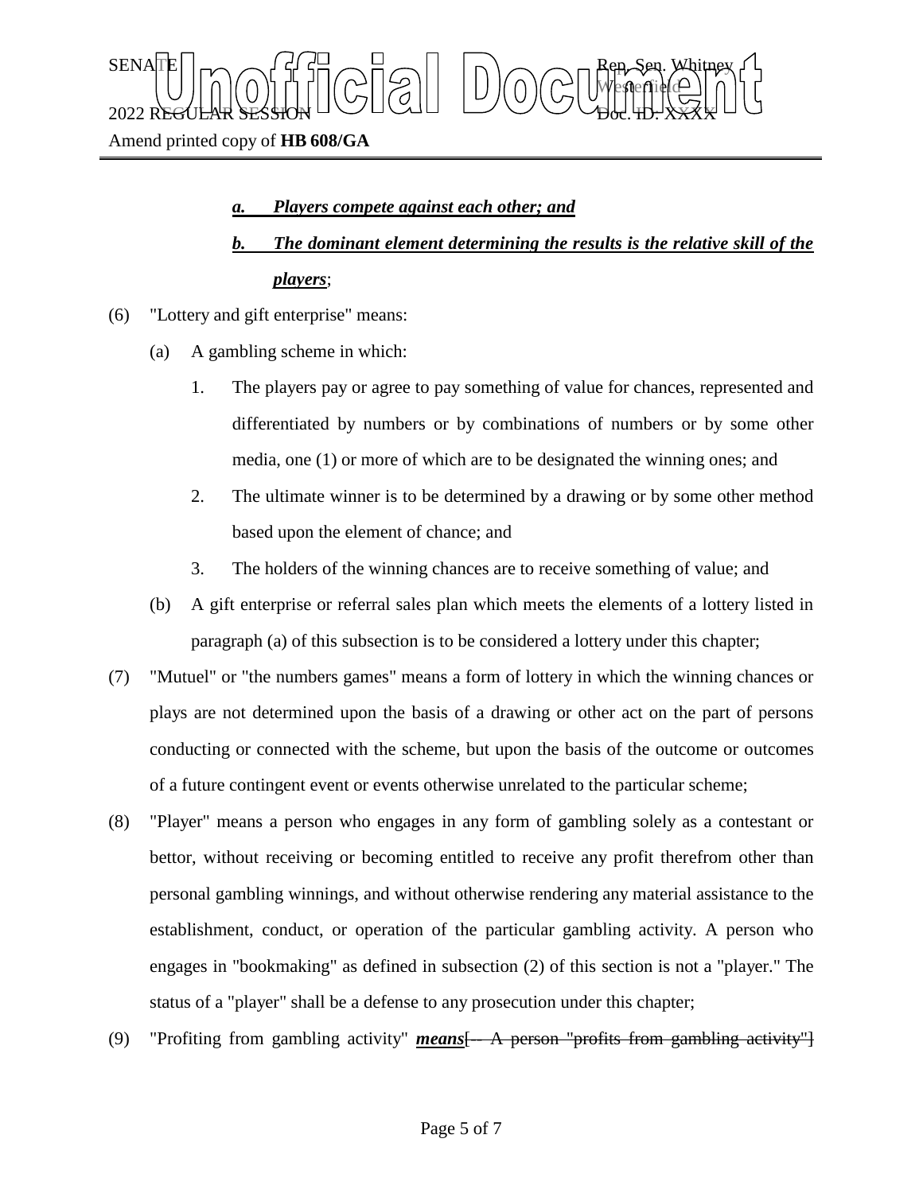*a. Players compete against each other; and*

*b. The dominant element determining the results is the relative skill of the players*;

(6) "Lottery and gift enterprise" means:

(a) A gambling scheme in which:

1. The players pay or agree to pay something of value for chances, represented and differentiated by numbers or by combinations of numbers or by some other media, one (1) or more of which are to be designated the winning ones; and

2. The ultimate winner is to be determined by a drawing or by some other method based upon the element of chance; and

3. The holders of the winning chances are to receive something of value; and

(b) A gift enterprise or referral sales plan which meets the elements of a lottery listed in paragraph (a) of this subsection is to be considered a lottery under this chapter;

(7) "Mutuel" or "the numbers games" means a form of lottery in which the winning chances or plays are not determined upon the basis of a drawing or other act on the part of persons conducting or connected with the scheme, but upon the basis of the outcome or outcomes of a future contingent event or events otherwise unrelated to the particular scheme;

(8) "Player" means a person who engages in any form of gambling solely as a contestant or bettor, without receiving or becoming entitled to receive any profit therefrom other than personal gambling winnings, and without otherwise rendering any material assistance to the establishment, conduct, or operation of the particular gambling activity. A person who engages in "bookmaking" as defined in subsection (2) of this section is not a "player." The status of a "player" shall be a defense to any prosecution under this chapter;

(9) "Profiting from gambling activity" ***means***[~~-- A person "profits from gambling activity"~~]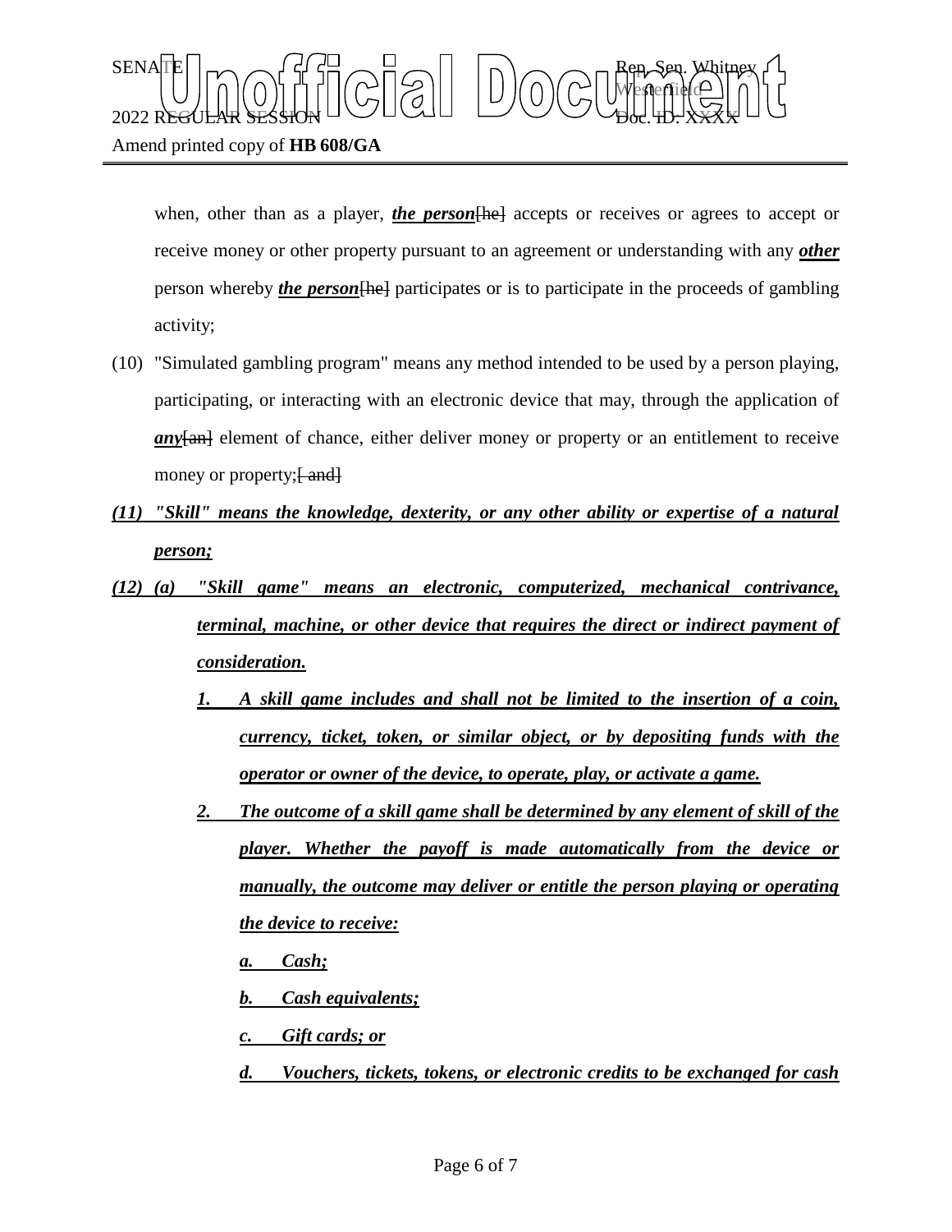when, other than as a player, ***the person***[he] accepts or receives or agrees to accept or receive money or other property pursuant to an agreement or understanding with any ***other*** person whereby ***the person***[he] participates or is to participate in the proceeds of gambling activity;

(10) "Simulated gambling program" means any method intended to be used by a person playing, participating, or interacting with an electronic device that may, through the application of ***any***[an] element of chance, either deliver money or property or an entitlement to receive money or property;[ and]

***(11) "Skill" means the knowledge, dexterity, or any other ability or expertise of a natural person;***

***(12) (a) "Skill game" means an electronic, computerized, mechanical contrivance, terminal, machine, or other device that requires the direct or indirect payment of consideration.***

***1. A skill game includes and shall not be limited to the insertion of a coin, currency, ticket, token, or similar object, or by depositing funds with the operator or owner of the device, to operate, play, or activate a game.***

***2. The outcome of a skill game shall be determined by any element of skill of the player. Whether the payoff is made automatically from the device or manually, the outcome may deliver or entitle the person playing or operating the device to receive:***

***a. Cash;***

***b. Cash equivalents;***

***c. Gift cards; or***

***d. Vouchers, tickets, tokens, or electronic credits to be exchanged for cash***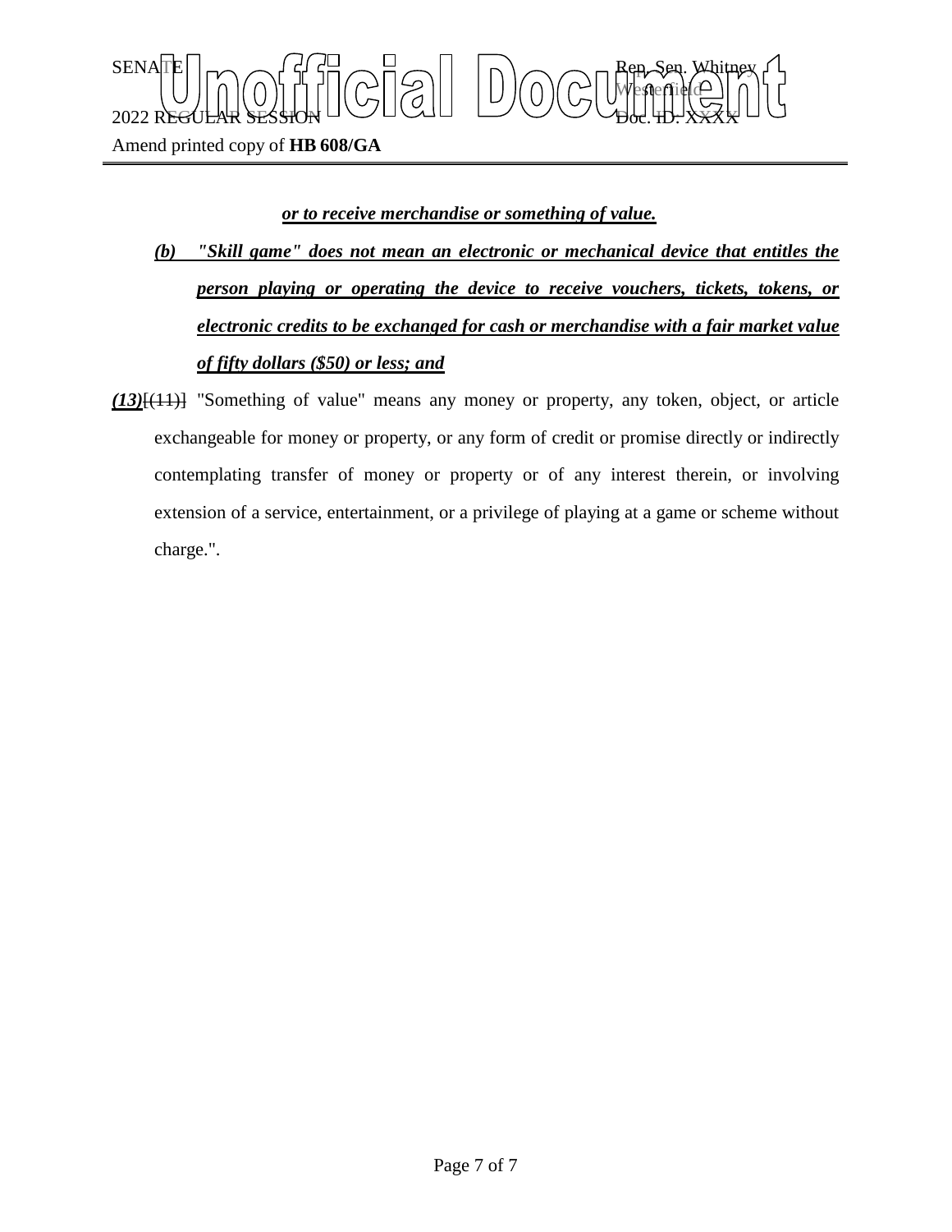***or to receive merchandise or something of value.***

***(b) "Skill game" does not mean an electronic or mechanical device that entitles the person playing or operating the device to receive vouchers, tickets, tokens, or electronic credits to be exchanged for cash or merchandise with a fair market value of fifty dollars ($50) or less; and***

***(13)***[(11)] "Something of value" means any money or property, any token, object, or article exchangeable for money or property, or any form of credit or promise directly or indirectly contemplating transfer of money or property or of any interest therein, or involving extension of a service, entertainment, or a privilege of playing at a game or scheme without charge.".